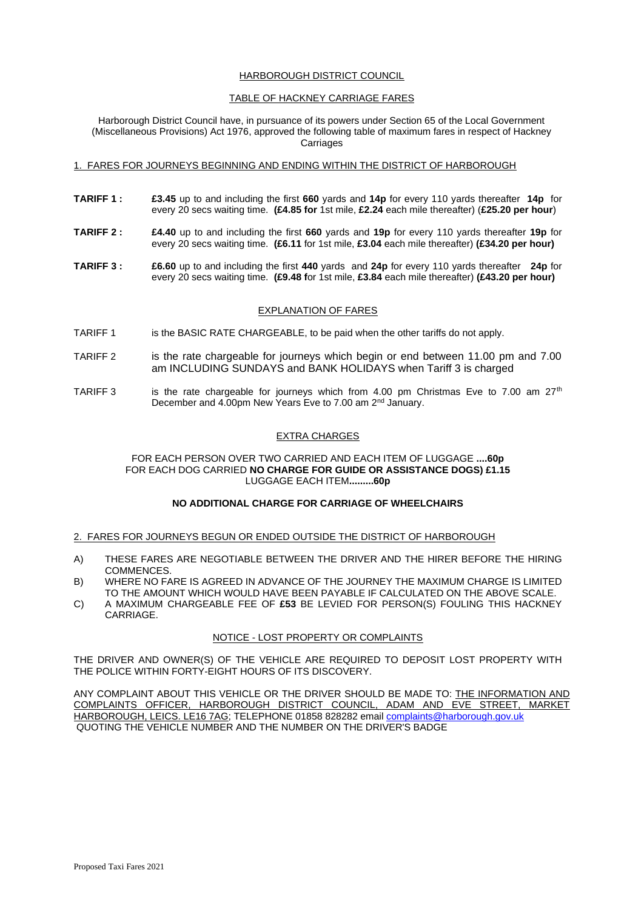# HARBOROUGH DISTRICT COUNCIL

## TABLE OF HACKNEY CARRIAGE FARES

Harborough District Council have, in pursuance of its powers under Section 65 of the Local Government (Miscellaneous Provisions) Act 1976, approved the following table of maximum fares in respect of Hackney Carriages

### 1. FARES FOR JOURNEYS BEGINNING AND ENDING WITHIN THE DISTRICT OF HARBOROUGH

**TARIFF 1 :** **£3.45** up to and including the first **660** yards and **14p** for every 110 yards thereafter **14p** for every 20 secs waiting time. **(£4.85 for** 1st mile, **£2.24** each mile thereafter) (**£25.20 per hour**)

**TARIFF 2 :** **£4.40** up to and including the first **660** yards and **19p** for every 110 yards thereafter **19p** for every 20 secs waiting time. **(£6.11** for 1st mile, **£3.04** each mile thereafter) **(£34.20 per hour)**

**TARIFF 3 :** **£6.60** up to and including the first **440** yards and **24p** for every 110 yards thereafter **24p** for every 20 secs waiting time. **(£9.48 f**or 1st mile, **£3.84** each mile thereafter) **(£43.20 per hour)**

### EXPLANATION OF FARES

TARIFF 1 is the BASIC RATE CHARGEABLE, to be paid when the other tariffs do not apply.

TARIFF 2 is the rate chargeable for journeys which begin or end between 11.00 pm and 7.00 am INCLUDING SUNDAYS and BANK HOLIDAYS when Tariff 3 is charged

TARIFF 3 is the rate chargeable for journeys which from 4.00 pm Christmas Eve to 7.00 am 27th December and 4.00pm New Years Eve to 7.00 am 2nd January.

### EXTRA CHARGES

FOR EACH PERSON OVER TWO CARRIED AND EACH ITEM OF LUGGAGE **....60p**
FOR EACH DOG CARRIED **NO CHARGE FOR GUIDE OR ASSISTANCE DOGS) £1.15**
LUGGAGE EACH ITEM**.........60p**

**NO ADDITIONAL CHARGE FOR CARRIAGE OF WHEELCHAIRS**

### 2. FARES FOR JOURNEYS BEGUN OR ENDED OUTSIDE THE DISTRICT OF HARBOROUGH

A) THESE FARES ARE NEGOTIABLE BETWEEN THE DRIVER AND THE HIRER BEFORE THE HIRING COMMENCES.

B) WHERE NO FARE IS AGREED IN ADVANCE OF THE JOURNEY THE MAXIMUM CHARGE IS LIMITED TO THE AMOUNT WHICH WOULD HAVE BEEN PAYABLE IF CALCULATED ON THE ABOVE SCALE.

C) A MAXIMUM CHARGEABLE FEE OF **£53** BE LEVIED FOR PERSON(S) FOULING THIS HACKNEY CARRIAGE.

### NOTICE - LOST PROPERTY OR COMPLAINTS

THE DRIVER AND OWNER(S) OF THE VEHICLE ARE REQUIRED TO DEPOSIT LOST PROPERTY WITH THE POLICE WITHIN FORTY-EIGHT HOURS OF ITS DISCOVERY.

ANY COMPLAINT ABOUT THIS VEHICLE OR THE DRIVER SHOULD BE MADE TO: THE INFORMATION AND COMPLAINTS OFFICER, HARBOROUGH DISTRICT COUNCIL, ADAM AND EVE STREET, MARKET HARBOROUGH, LEICS. LE16 7AG; TELEPHONE 01858 828282 email complaints@harborough.gov.uk
QUOTING THE VEHICLE NUMBER AND THE NUMBER ON THE DRIVER'S BADGE

Proposed Taxi Fares 2021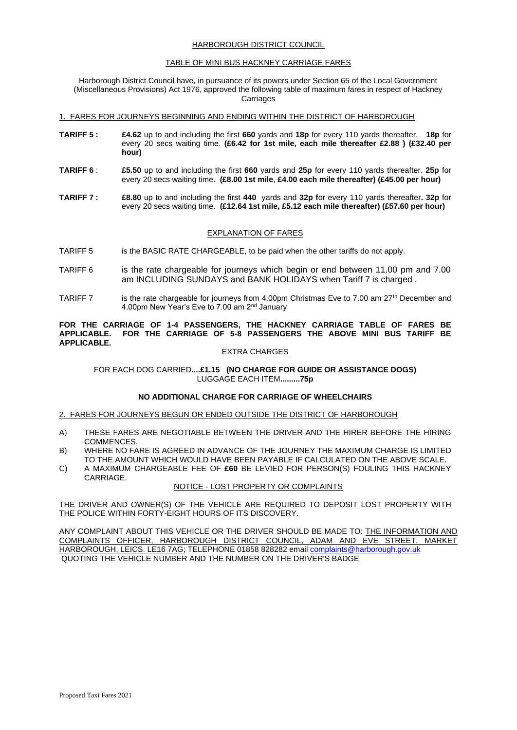HARBOROUGH DISTRICT COUNCIL

TABLE OF MINI BUS HACKNEY CARRIAGE FARES

Harborough District Council have, in pursuance of its powers under Section 65 of the Local Government (Miscellaneous Provisions) Act 1976, approved the following table of maximum fares in respect of Hackney Carriages

1. FARES FOR JOURNEYS BEGINNING AND ENDING WITHIN THE DISTRICT OF HARBOROUGH

**TARIFF 5 :** **£4.62** up to and including the first **660** yards and **18p** for every 110 yards thereafter. **18p** for every 20 secs waiting time. **(£6.42 for 1st mile, each mile thereafter £2.88 ) (£32.40 per hour)**

**TARIFF 6** : **£5.50** up to and including the first **660** yards and **25p** for every 110 yards thereafter. **25p** for every 20 secs waiting time. **(£8.00 1st mile**, **£4.00 each mile thereafter) (£45.00 per hour)**

**TARIFF 7 :** **£8.80** up to and including the first **440** yards and **32p f**or every 110 yards thereafter**. 32p** for every 20 secs waiting time. **(£12.64 1st mile, £5.12 each mile thereafter) (£57.60 per hour)**

EXPLANATION OF FARES

TARIFF 5 is the BASIC RATE CHARGEABLE, to be paid when the other tariffs do not apply.

TARIFF 6 is the rate chargeable for journeys which begin or end between 11.00 pm and 7.00 am INCLUDING SUNDAYS and BANK HOLIDAYS when Tariff 7 is charged .

TARIFF 7 is the rate chargeable for journeys from 4.00pm Christmas Eve to 7.00 am 27th December and 4.00pm New Year's Eve to 7.00 am 2nd January

**FOR THE CARRIAGE OF 1-4 PASSENGERS, THE HACKNEY CARRIAGE TABLE OF FARES BE APPLICABLE. FOR THE CARRIAGE OF 5-8 PASSENGERS THE ABOVE MINI BUS TARIFF BE APPLICABLE.**

EXTRA CHARGES

FOR EACH DOG CARRIED**....£1.15 (NO CHARGE FOR GUIDE OR ASSISTANCE DOGS)**
LUGGAGE EACH ITEM**.........75p**

**NO ADDITIONAL CHARGE FOR CARRIAGE OF WHEELCHAIRS**

2. FARES FOR JOURNEYS BEGUN OR ENDED OUTSIDE THE DISTRICT OF HARBOROUGH

A) THESE FARES ARE NEGOTIABLE BETWEEN THE DRIVER AND THE HIRER BEFORE THE HIRING COMMENCES.
B) WHERE NO FARE IS AGREED IN ADVANCE OF THE JOURNEY THE MAXIMUM CHARGE IS LIMITED TO THE AMOUNT WHICH WOULD HAVE BEEN PAYABLE IF CALCULATED ON THE ABOVE SCALE.
C) A MAXIMUM CHARGEABLE FEE OF **£60** BE LEVIED FOR PERSON(S) FOULING THIS HACKNEY CARRIAGE.

NOTICE - LOST PROPERTY OR COMPLAINTS

THE DRIVER AND OWNER(S) OF THE VEHICLE ARE REQUIRED TO DEPOSIT LOST PROPERTY WITH THE POLICE WITHIN FORTY-EIGHT HOURS OF ITS DISCOVERY.

ANY COMPLAINT ABOUT THIS VEHICLE OR THE DRIVER SHOULD BE MADE TO: THE INFORMATION AND COMPLAINTS OFFICER, HARBOROUGH DISTRICT COUNCIL, ADAM AND EVE STREET, MARKET HARBOROUGH, LEICS. LE16 7AG; TELEPHONE 01858 828282 email complaints@harborough.gov.uk
QUOTING THE VEHICLE NUMBER AND THE NUMBER ON THE DRIVER'S BADGE

Proposed Taxi Fares 2021